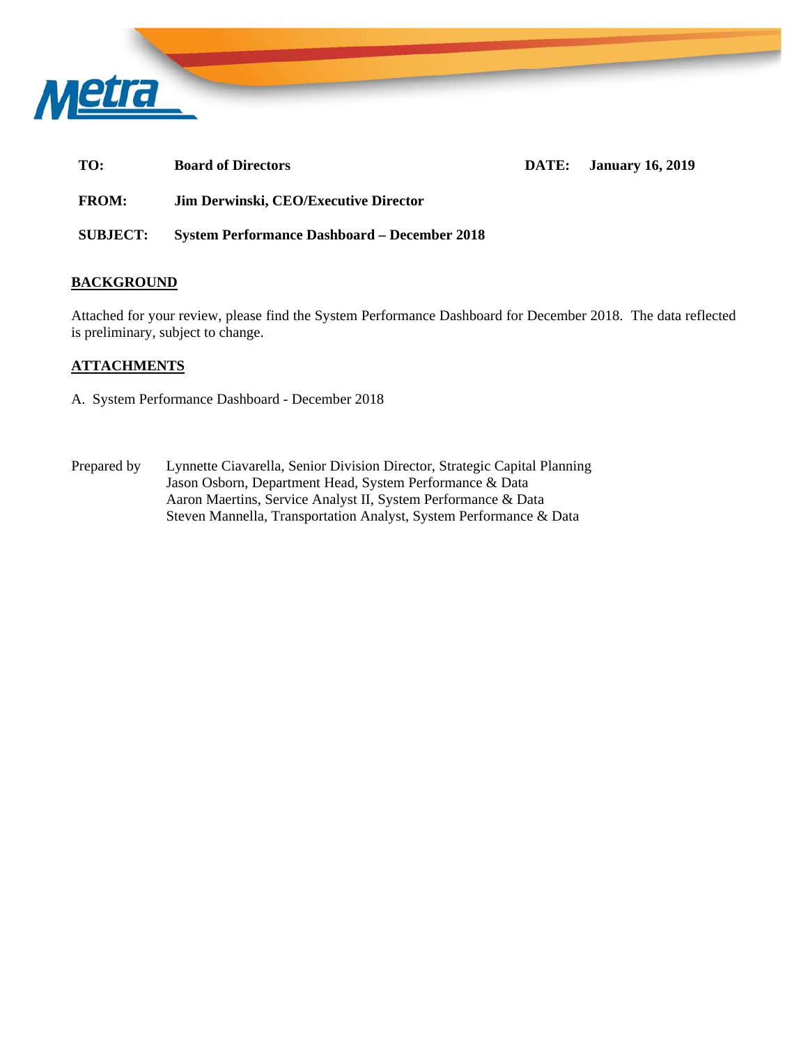Metra

**TO:** Board of Directors **DATE:** January 16, 2019

**FROM:** Jim Derwinski, CEO/Executive Director

**SUBJECT:** System Performance Dashboard – December 2018

## BACKGROUND

Attached for your review, please find the System Performance Dashboard for December 2018. The data reflected is preliminary, subject to change.

## ATTACHMENTS

A. System Performance Dashboard - December 2018

Prepared by Lynnette Ciavarella, Senior Division Director, Strategic Capital Planning
Jason Osborn, Department Head, System Performance & Data
Aaron Maertins, Service Analyst II, System Performance & Data
Steven Mannella, Transportation Analyst, System Performance & Data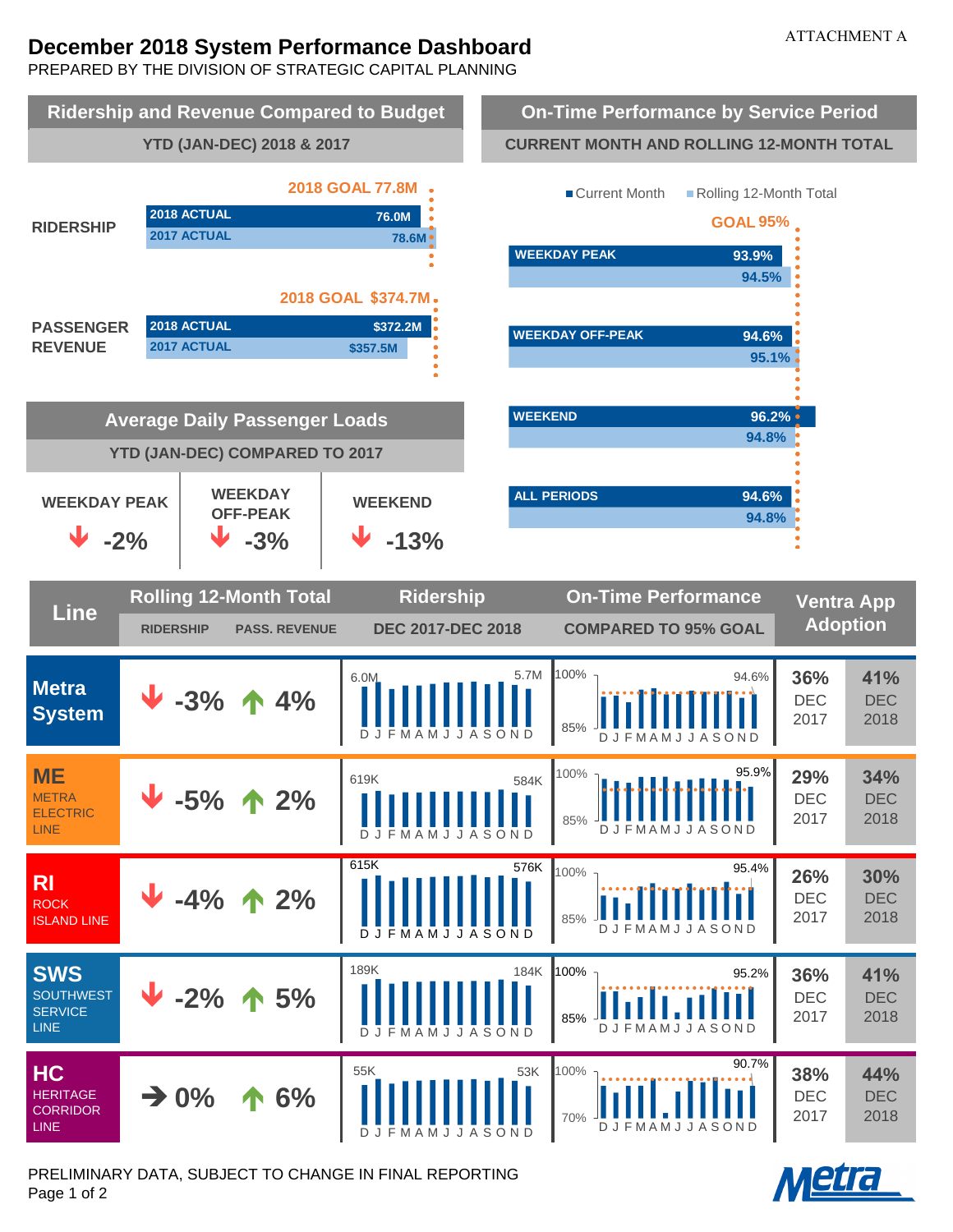ATTACHMENT A

# December 2018 System Performance Dashboard

PREPARED BY THE DIVISION OF STRATEGIC CAPITAL PLANNING

## Ridership and Revenue Compared to Budget

YTD (JAN-DEC) 2018 & 2017

| | 2018 ACTUAL | 2017 ACTUAL | 2018 GOAL |
|---|---|---|---|
| RIDERSHIP | 76.0M | 78.6M | 77.8M |
| PASSENGER REVENUE | $372.2M | $357.5M | $374.7M |

## On-Time Performance by Service Period

CURRENT MONTH AND ROLLING 12-MONTH TOTAL

GOAL 95%

| Service Period | Current Month | Rolling 12-Month Total |
|---|---|---|
| WEEKDAY PEAK | 93.9% | 94.5% |
| WEEKDAY OFF-PEAK | 94.6% | 95.1% |
| WEEKEND | 96.2% | 94.8% |
| ALL PERIODS | 94.6% | 94.8% |

## Average Daily Passenger Loads

YTD (JAN-DEC) COMPARED TO 2017

| WEEKDAY PEAK | WEEKDAY OFF-PEAK | WEEKEND |
|---|---|---|
| ↓ -2% | ↓ -3% | ↓ -13% |

| Line | Rolling 12-Month Total: RIDERSHIP | Rolling 12-Month Total: PASS. REVENUE | Ridership DEC 2017-DEC 2018 | On-Time Performance COMPARED TO 95% GOAL | Ventra App Adoption DEC 2017 | Ventra App Adoption DEC 2018 |
|---|---|---|---|---|---|---|
| Metra System | ↓ -3% | ↑ 4% | 6.0M – 5.7M | 94.6% | 36% | 41% |
| ME METRA ELECTRIC LINE | ↓ -5% | ↑ 2% | 619K – 584K | 95.9% | 29% | 34% |
| RI ROCK ISLAND LINE | ↓ -4% | ↑ 2% | 615K – 576K | 95.4% | 26% | 30% |
| SWS SOUTHWEST SERVICE LINE | ↓ -2% | ↑ 5% | 189K – 184K | 95.2% | 36% | 41% |
| HC HERITAGE CORRIDOR LINE | → 0% | ↑ 6% | 55K – 53K | 90.7% | 38% | 44% |

PRELIMINARY DATA, SUBJECT TO CHANGE IN FINAL REPORTING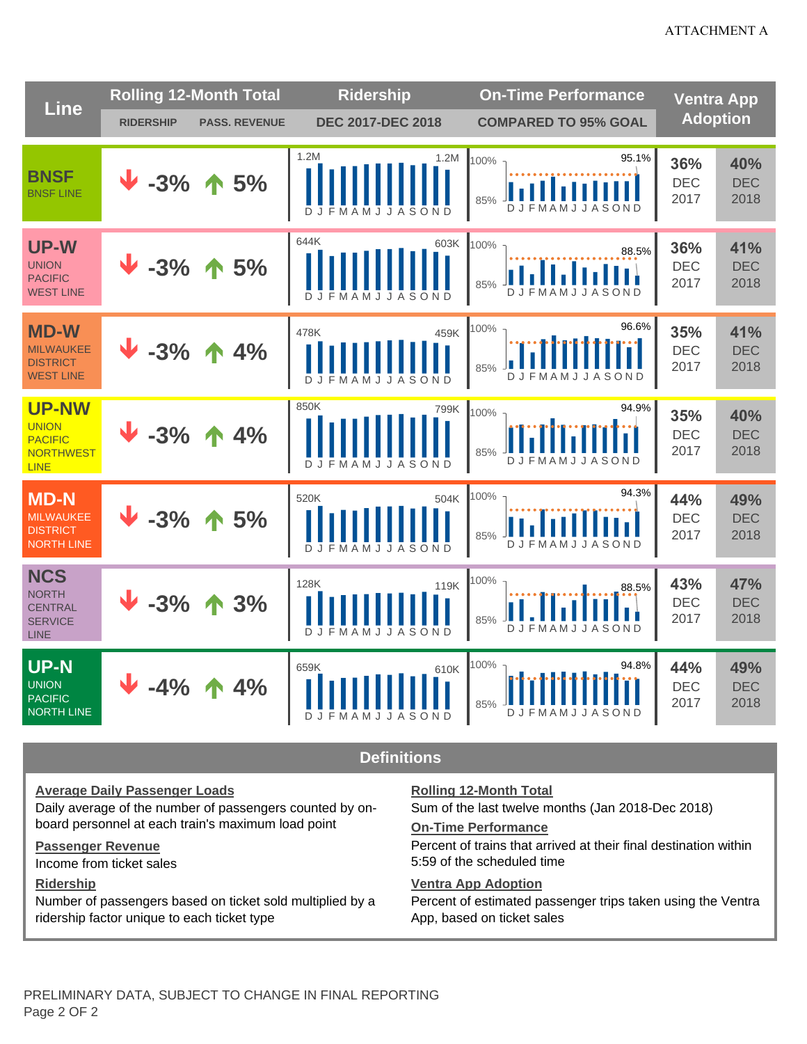ATTACHMENT A

| Line | Rolling 12-Month Total | | Ridership | On-Time Performance | Ventra App Adoption | |
|---|---|---|---|---|---|---|
| | RIDERSHIP | PASS. REVENUE | DEC 2017-DEC 2018 | COMPARED TO 95% GOAL | | |
| **BNSF** BNSF LINE | -3% | 5% | 1.2M … 1.2M | 95.1% | 36% DEC 2017 | 40% DEC 2018 |
| **UP-W** UNION PACIFIC WEST LINE | -3% | 5% | 644K … 603K | 88.5% | 36% DEC 2017 | 41% DEC 2018 |
| **MD-W** MILWAUKEE DISTRICT WEST LINE | -3% | 4% | 478K … 459K | 96.6% | 35% DEC 2017 | 41% DEC 2018 |
| **UP-NW** UNION PACIFIC NORTHWEST LINE | -3% | 4% | 850K … 799K | 94.9% | 35% DEC 2017 | 40% DEC 2018 |
| **MD-N** MILWAUKEE DISTRICT NORTH LINE | -3% | 5% | 520K … 504K | 94.3% | 44% DEC 2017 | 49% DEC 2018 |
| **NCS** NORTH CENTRAL SERVICE LINE | -3% | 3% | 128K … 119K | 88.5% | 43% DEC 2017 | 47% DEC 2018 |
| **UP-N** UNION PACIFIC NORTH LINE | -4% | 4% | 659K … 610K | 94.8% | 44% DEC 2017 | 49% DEC 2018 |

Ridership chart axis: D J F M A M J J A S O N D

On-Time Performance chart axis: 100%, 85%; D J F M A M J J A S O N D

## Definitions

**Average Daily Passenger Loads**
Daily average of the number of passengers counted by on-board personnel at each train's maximum load point

**Passenger Revenue**
Income from ticket sales

**Ridership**
Number of passengers based on ticket sold multiplied by a ridership factor unique to each ticket type

**Rolling 12-Month Total**
Sum of the last twelve months (Jan 2018-Dec 2018)

**On-Time Performance**
Percent of trains that arrived at their final destination within 5:59 of the scheduled time

**Ventra App Adoption**
Percent of estimated passenger trips taken using the Ventra App, based on ticket sales

PRELIMINARY DATA, SUBJECT TO CHANGE IN FINAL REPORTING